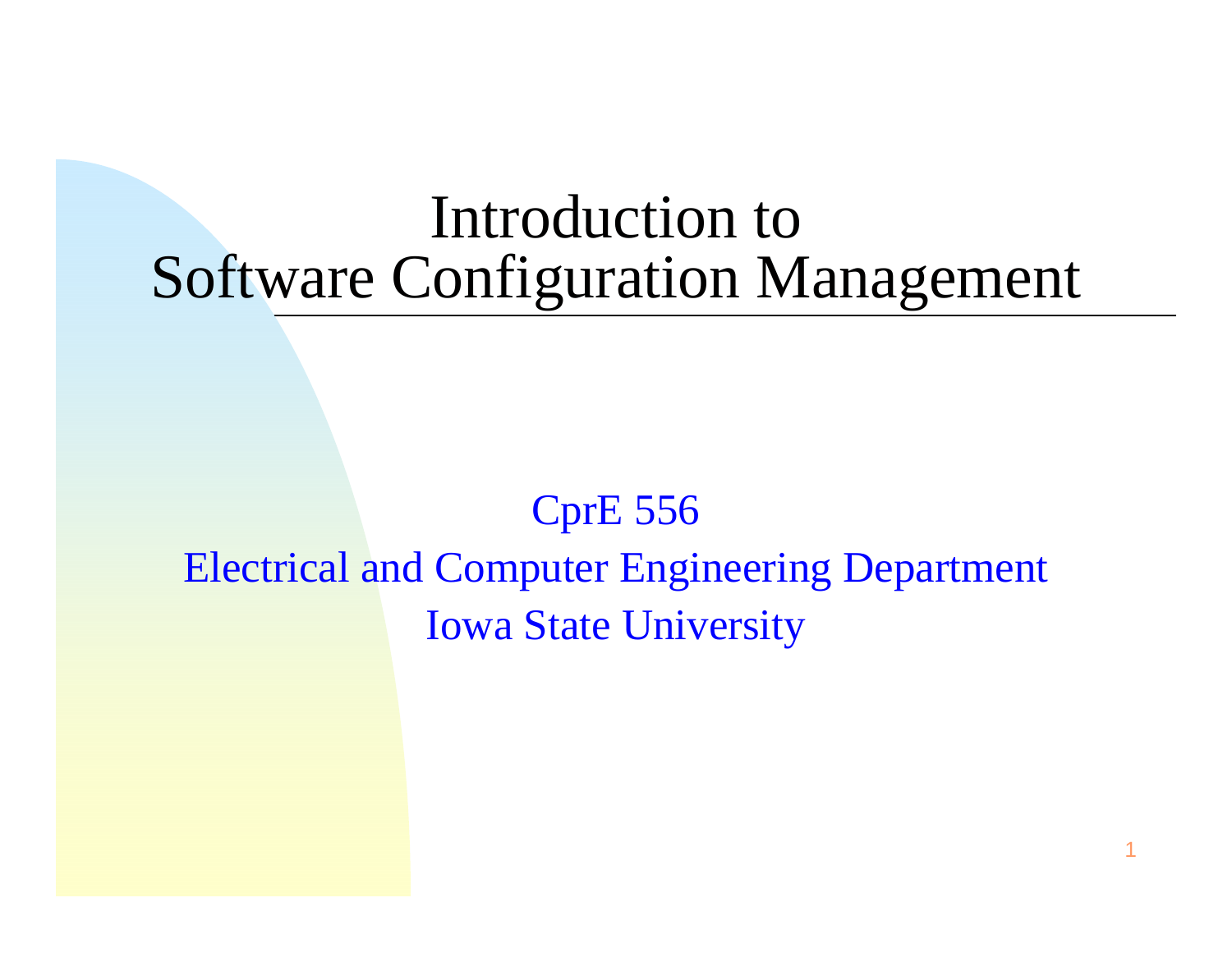# Introduction to Software Configuration Management

CprE 556

Electrical and Computer Engineering Department

Iowa State University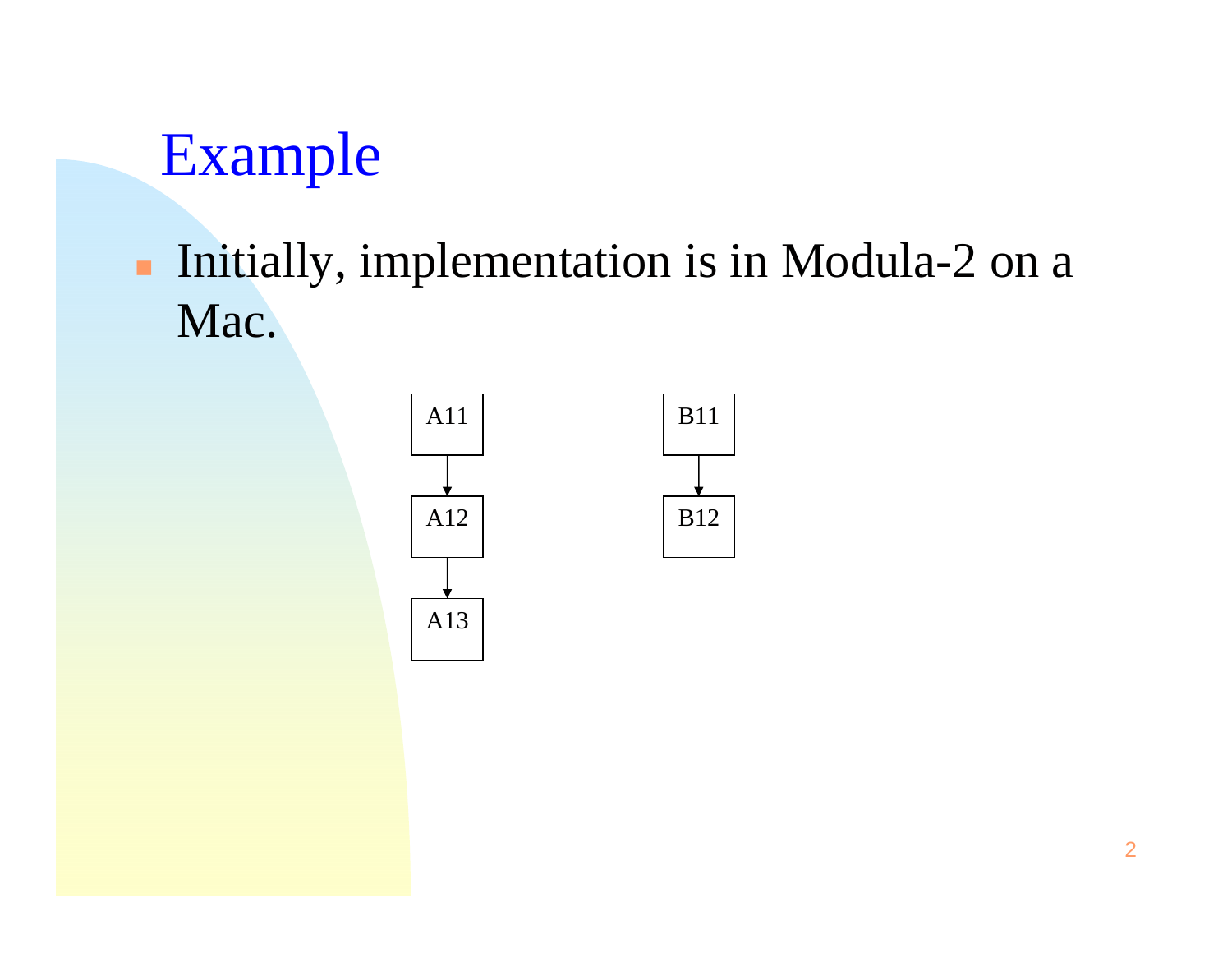# Example

- Initially, implementation is in Modula-2 on a Mac.

A11 → A12 → A13

B11 → B12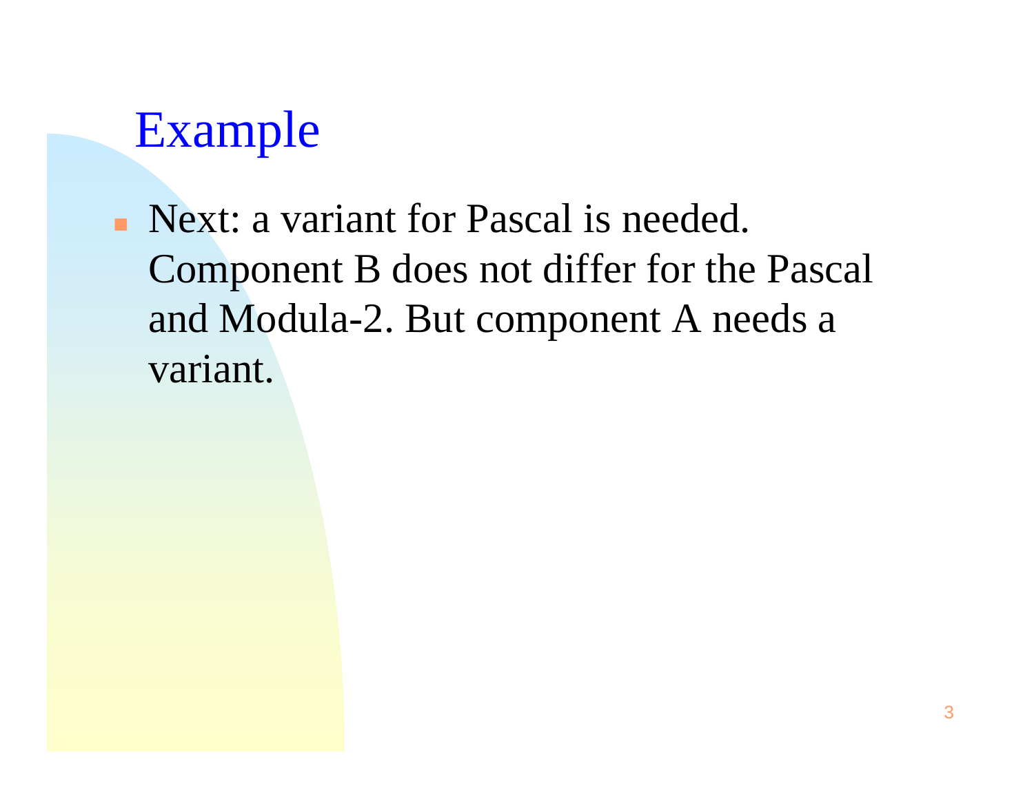# Example

- Next: a variant for Pascal is needed. Component B does not differ for the Pascal and Modula-2. But component A needs a variant.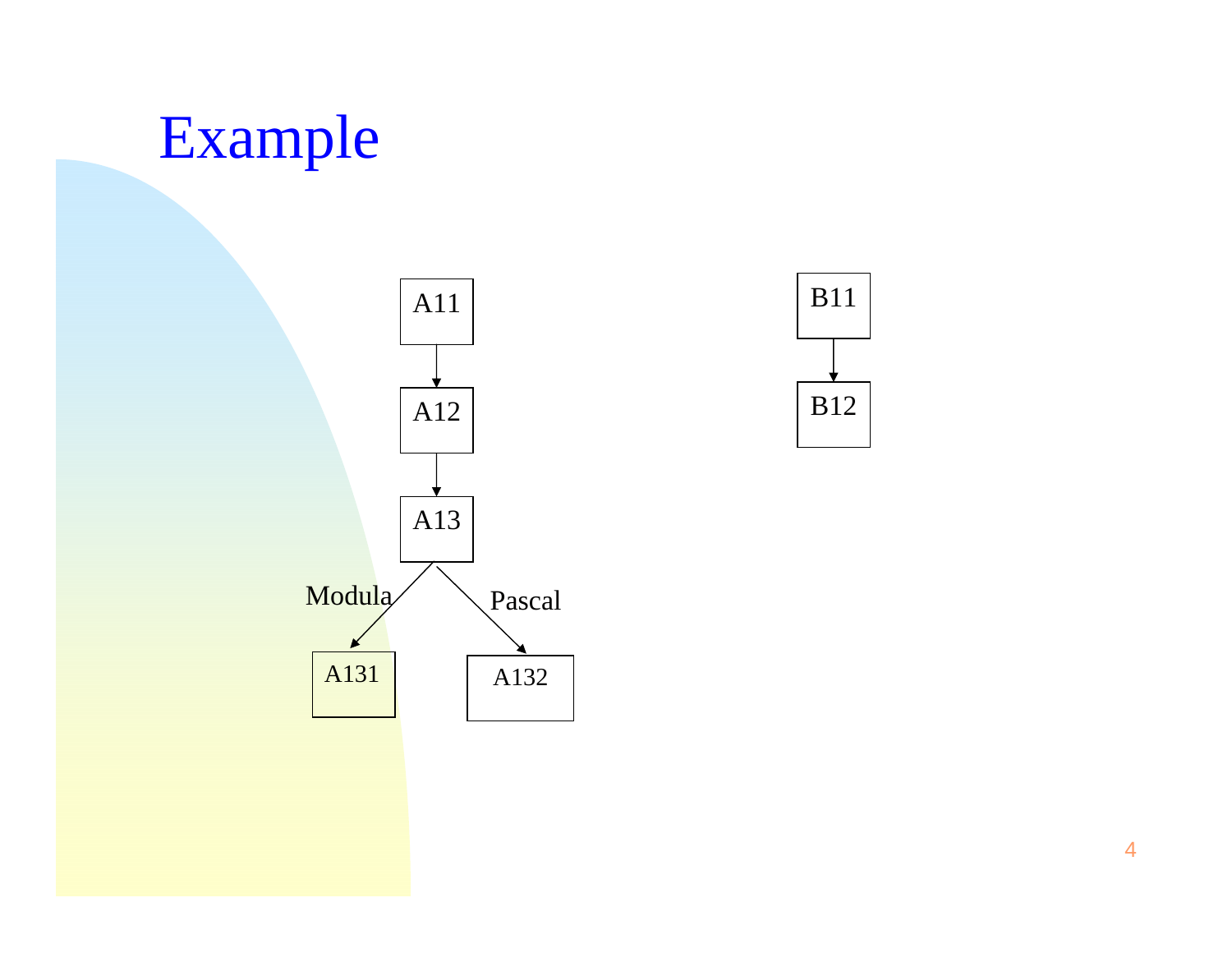# Example

A11 → A12 → A13

A13 → (Modula) A131

A13 → (Pascal) A132

B11 → B12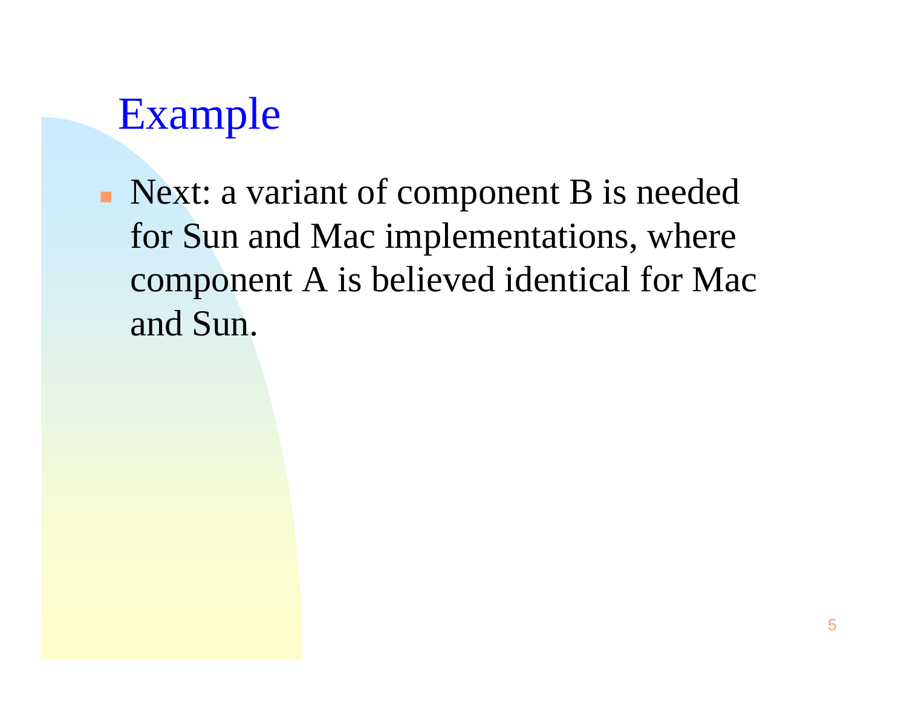# Example

- Next: a variant of component B is needed for Sun and Mac implementations, where component A is believed identical for Mac and Sun.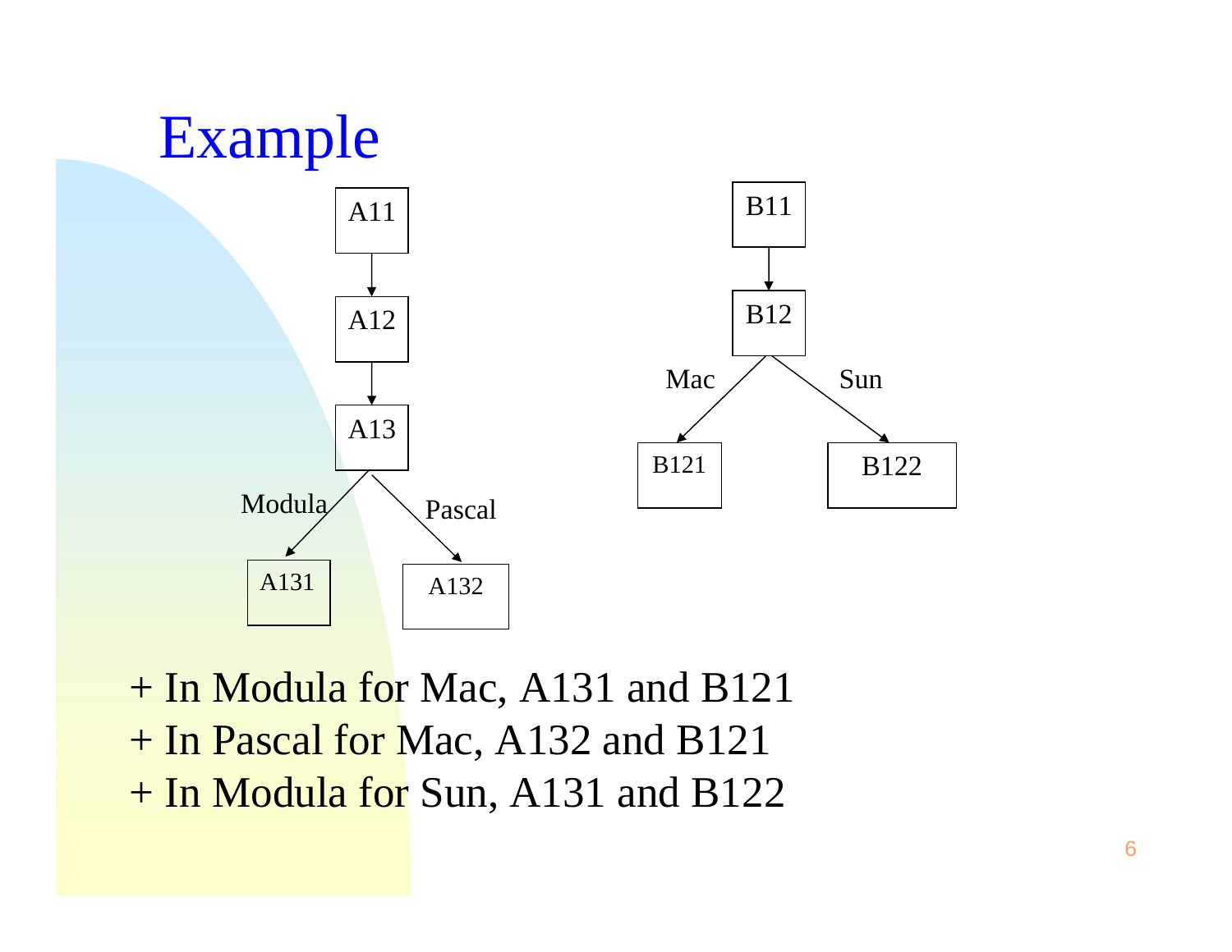# Example

A11 → A12 → A13

A13 → A131 (Modula)

A13 → A132 (Pascal)

B11 → B12

B12 → B121 (Mac)

B12 → B122 (Sun)

- + In Modula for Mac, A131 and B121
- + In Pascal for Mac, A132 and B121
- + In Modula for Sun, A131 and B122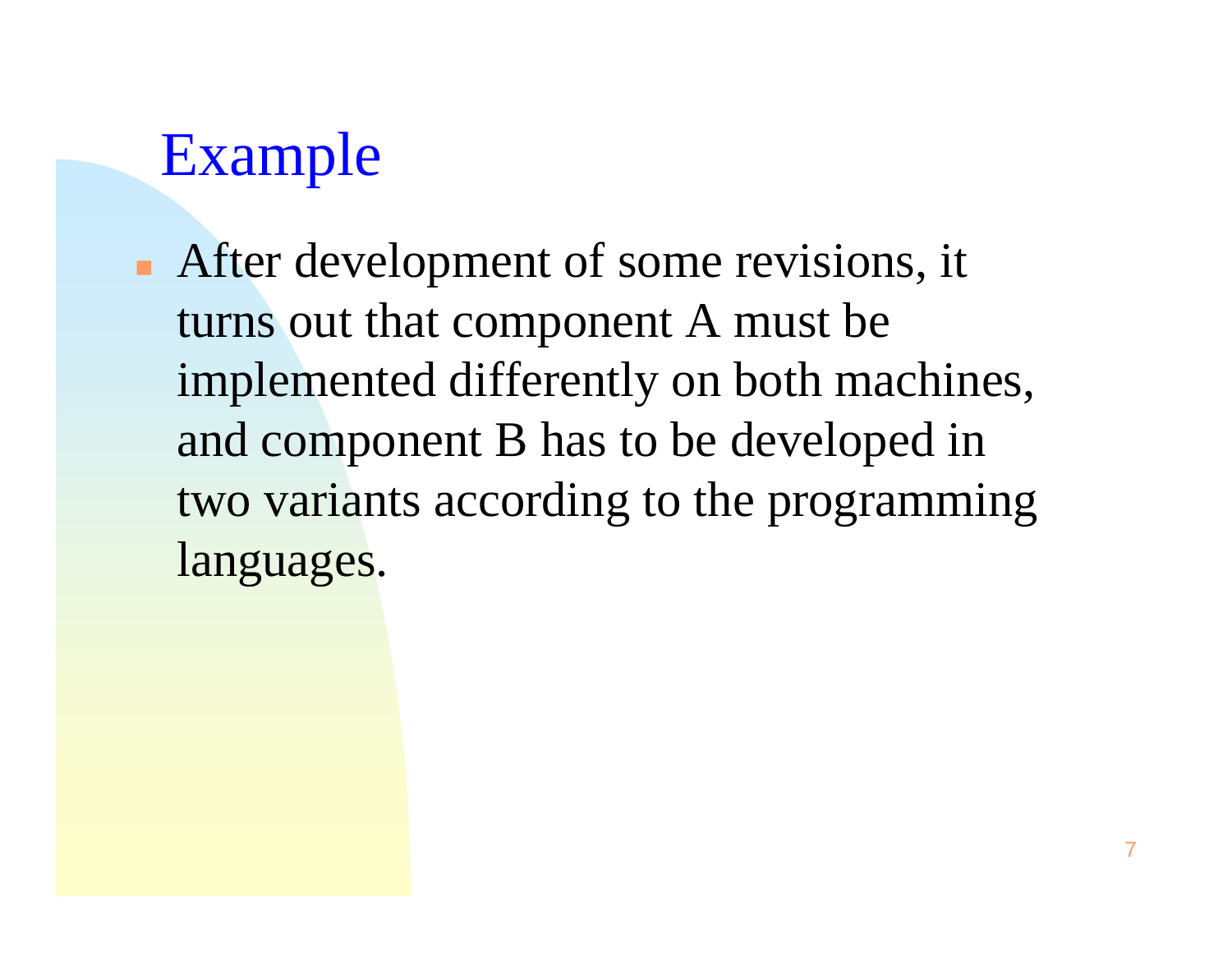# Example

- After development of some revisions, it turns out that component A must be implemented differently on both machines, and component B has to be developed in two variants according to the programming languages.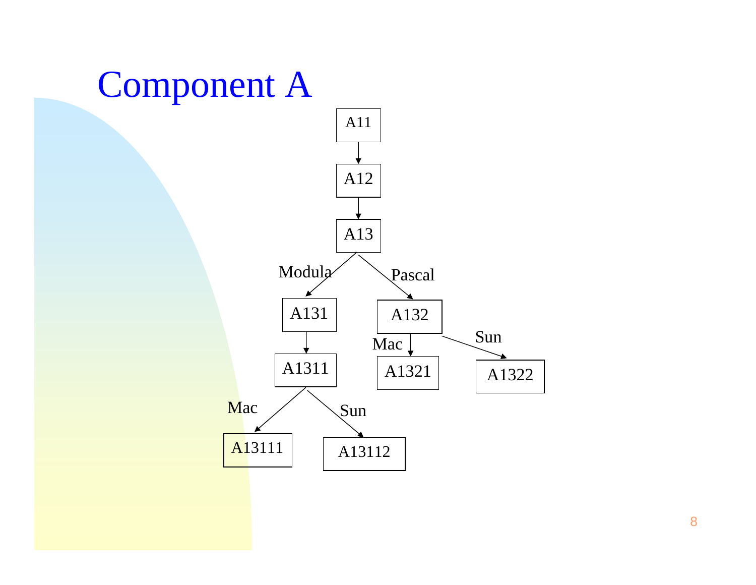# Component A

A11 → A12 → A13

A13 —Modula→ A131 → A1311

A1311 —Mac→ A13111

A1311 —Sun→ A13112

A13 —Pascal→ A132

A132 —Mac→ A1321

A132 —Sun→ A1322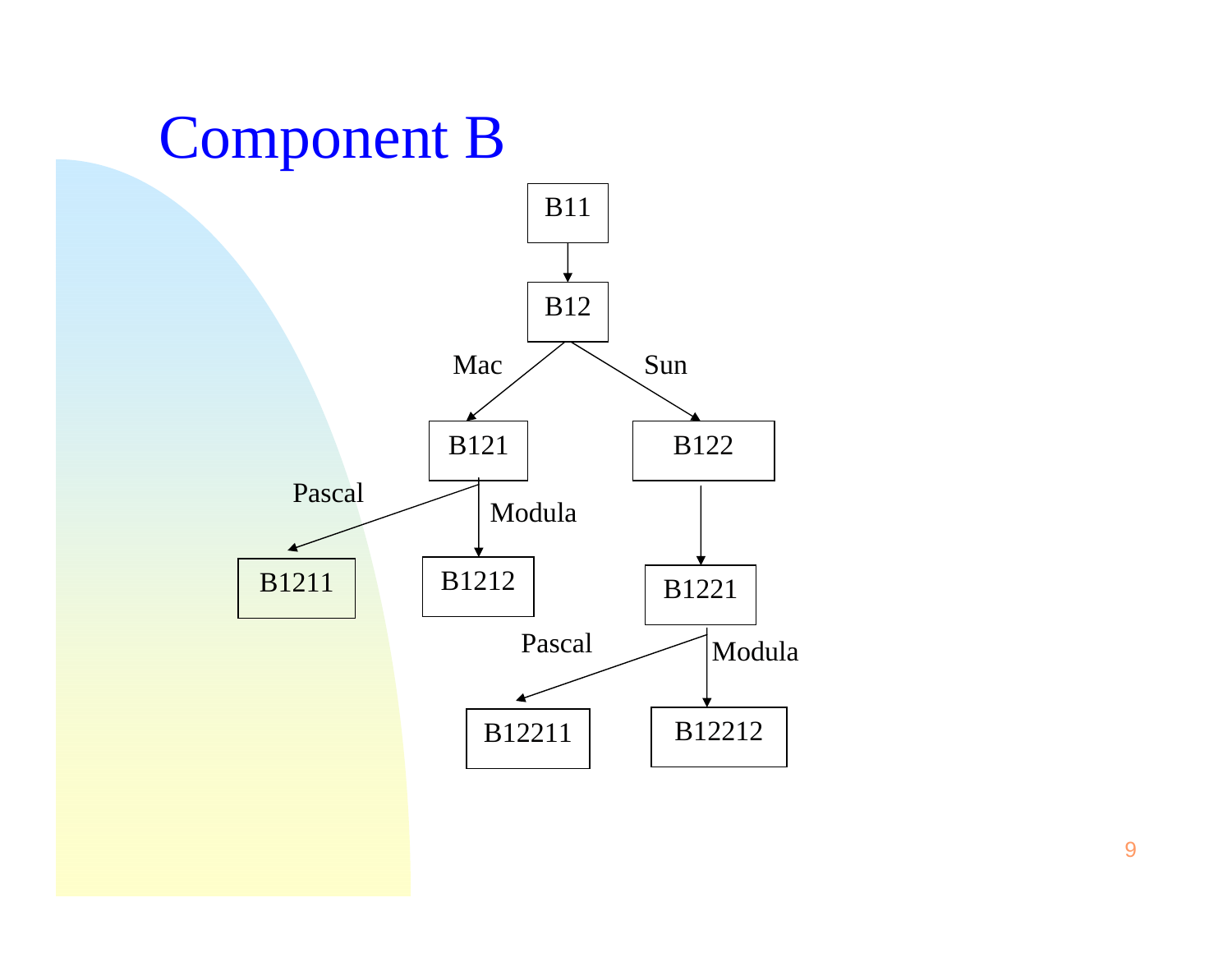# Component B

```
                B11
                 |
                B12
          Mac  /   \  Sun
            B121    B122
   Pascal  /    \ Modula   |
       B1211   B1212     B1221
                  Pascal  /    \ Modula
                     B12211    B12212
```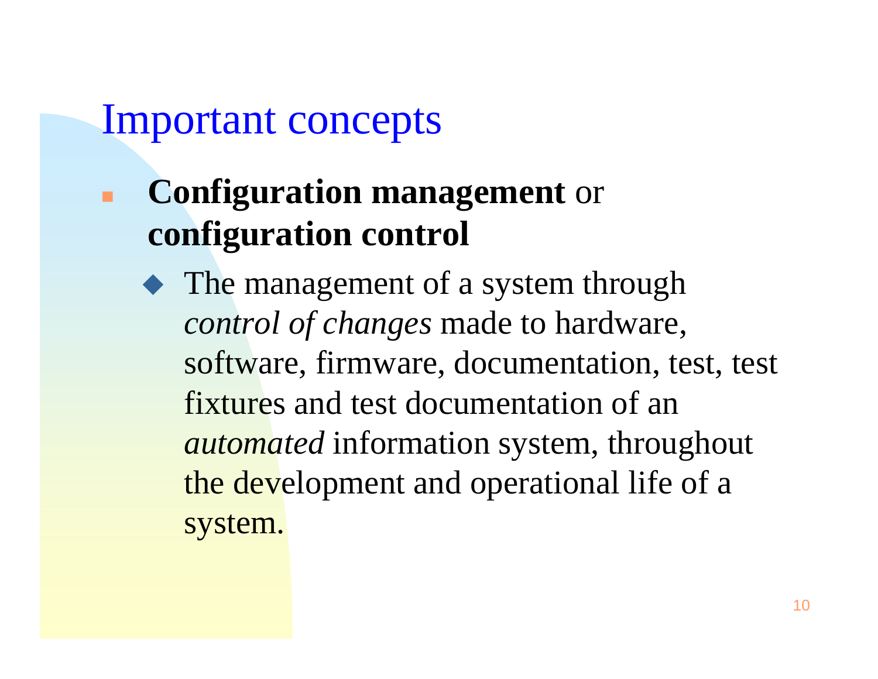# Important concepts

- **Configuration management** or **configuration control**
  - The management of a system through *control of changes* made to hardware, software, firmware, documentation, test, test fixtures and test documentation of an *automated* information system, throughout the development and operational life of a system.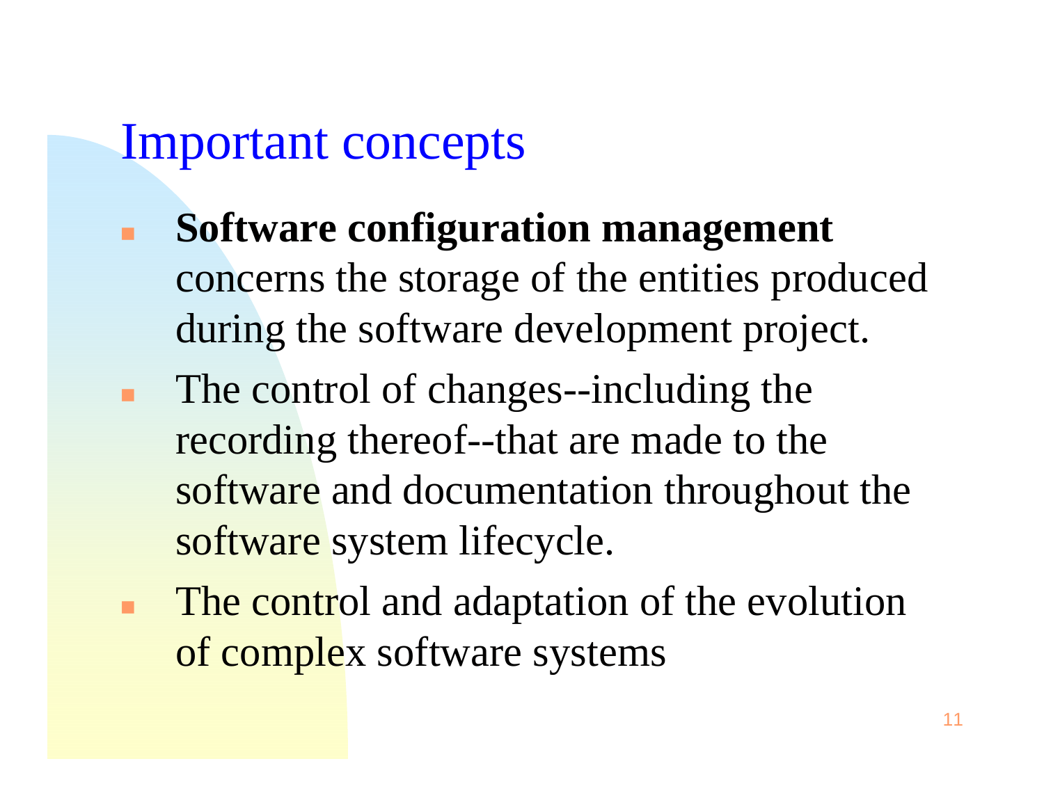# Important concepts

- **Software configuration management** concerns the storage of the entities produced during the software development project.
- The control of changes--including the recording thereof--that are made to the software and documentation throughout the software system lifecycle.
- The control and adaptation of the evolution of complex software systems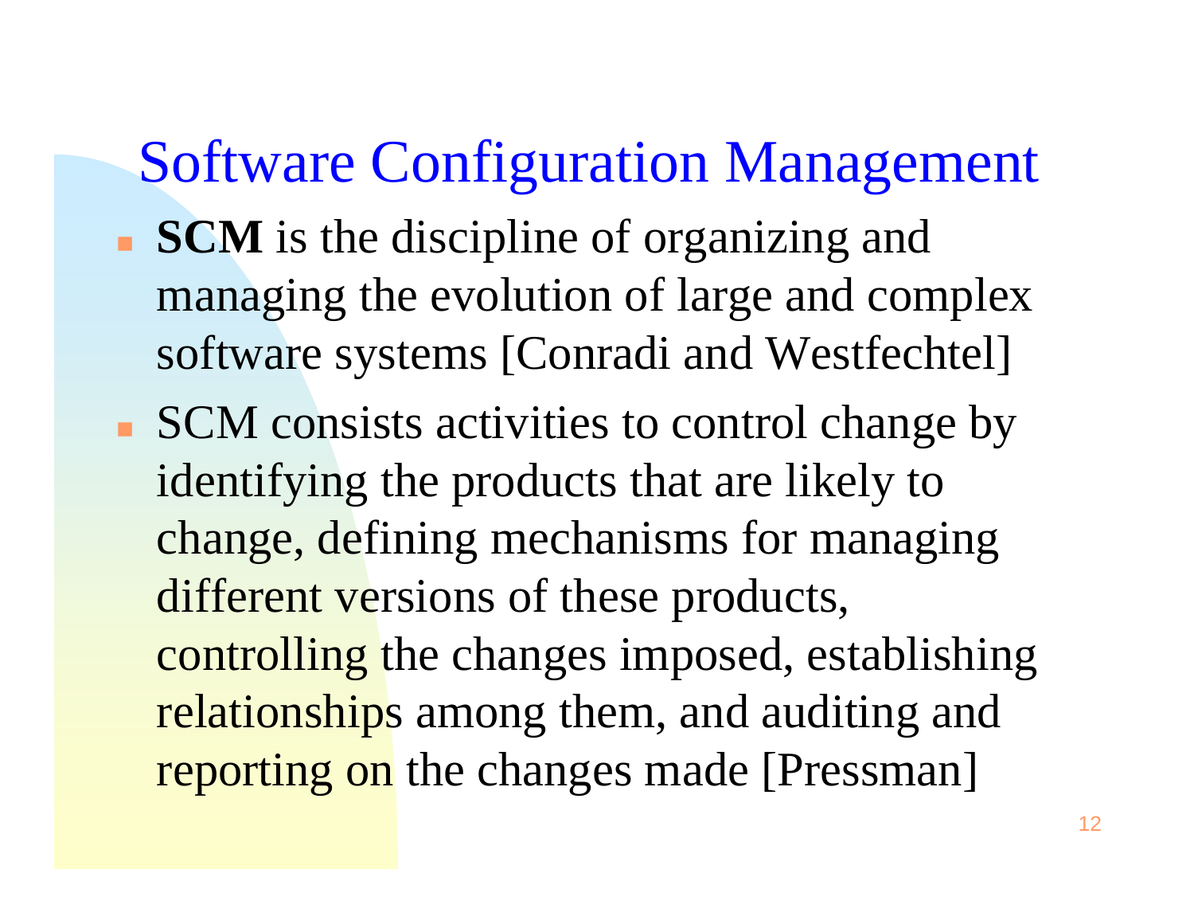# Software Configuration Management

- **SCM** is the discipline of organizing and managing the evolution of large and complex software systems [Conradi and Westfechtel]
- SCM consists activities to control change by identifying the products that are likely to change, defining mechanisms for managing different versions of these products, controlling the changes imposed, establishing relationships among them, and auditing and reporting on the changes made [Pressman]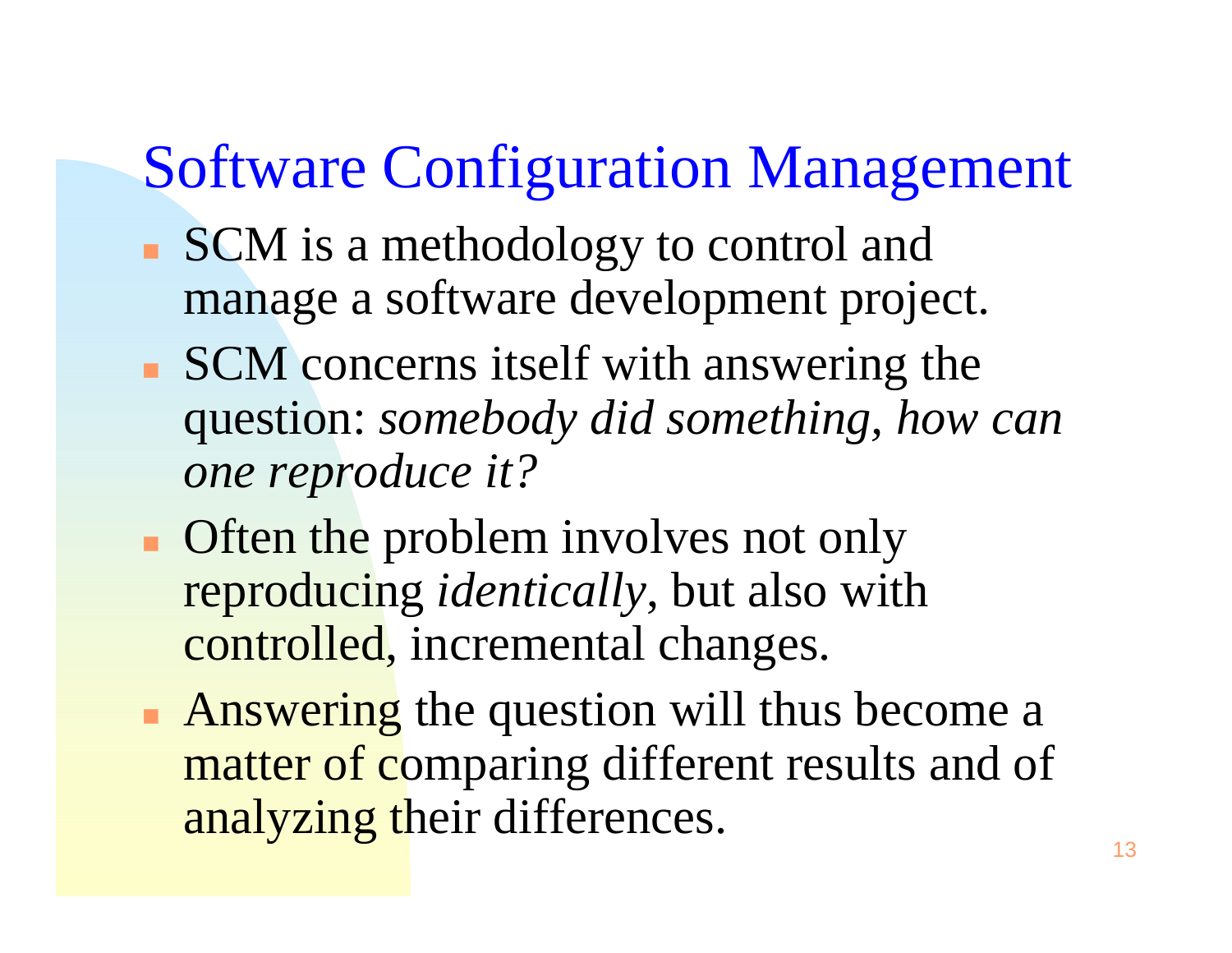# Software Configuration Management

- SCM is a methodology to control and manage a software development project.
- SCM concerns itself with answering the question: *somebody did something, how can one reproduce it?*
- Often the problem involves not only reproducing *identically*, but also with controlled, incremental changes.
- Answering the question will thus become a matter of comparing different results and of analyzing their differences.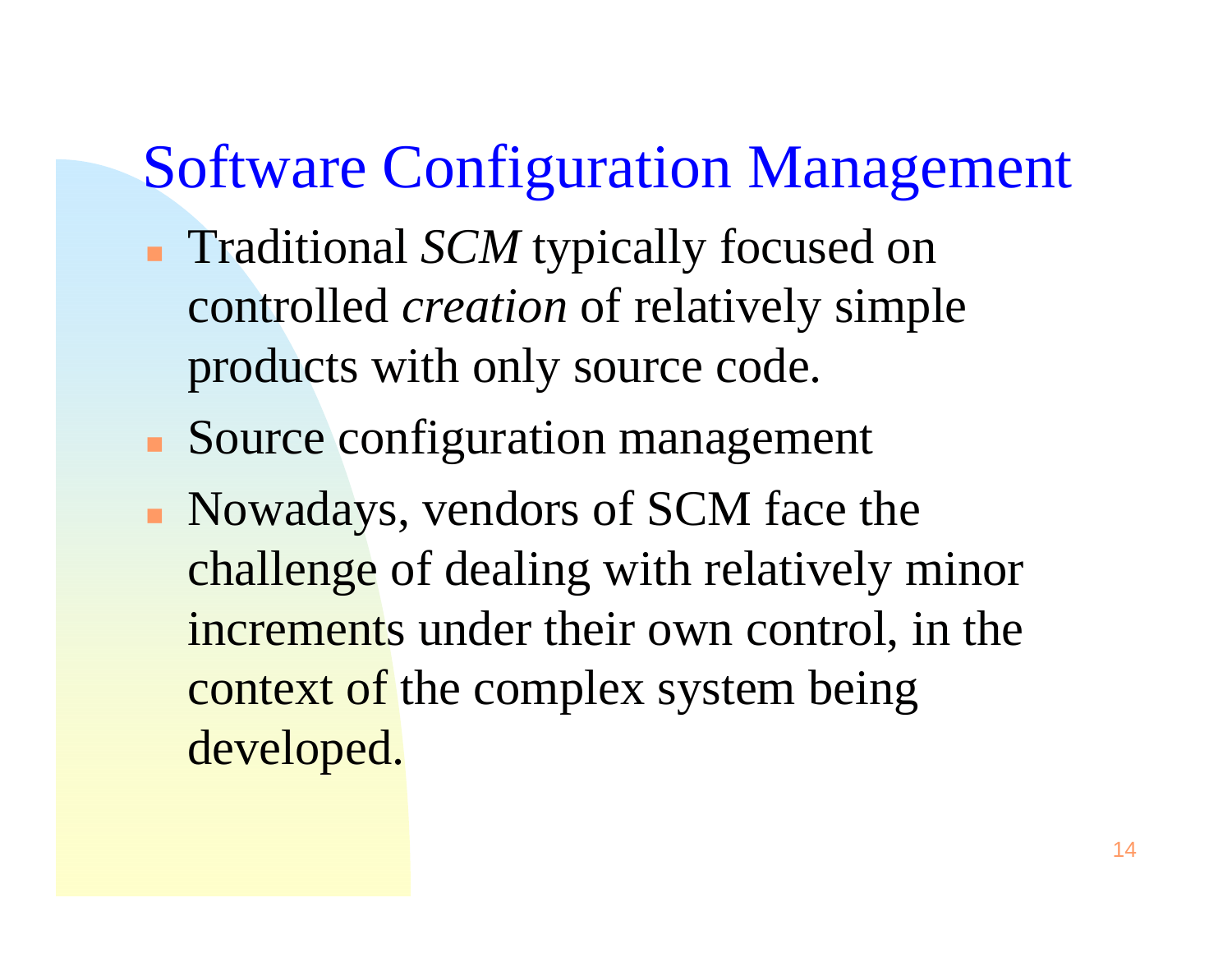# Software Configuration Management

- Traditional *SCM* typically focused on controlled *creation* of relatively simple products with only source code.
- Source configuration management
- Nowadays, vendors of SCM face the challenge of dealing with relatively minor increments under their own control, in the context of the complex system being developed.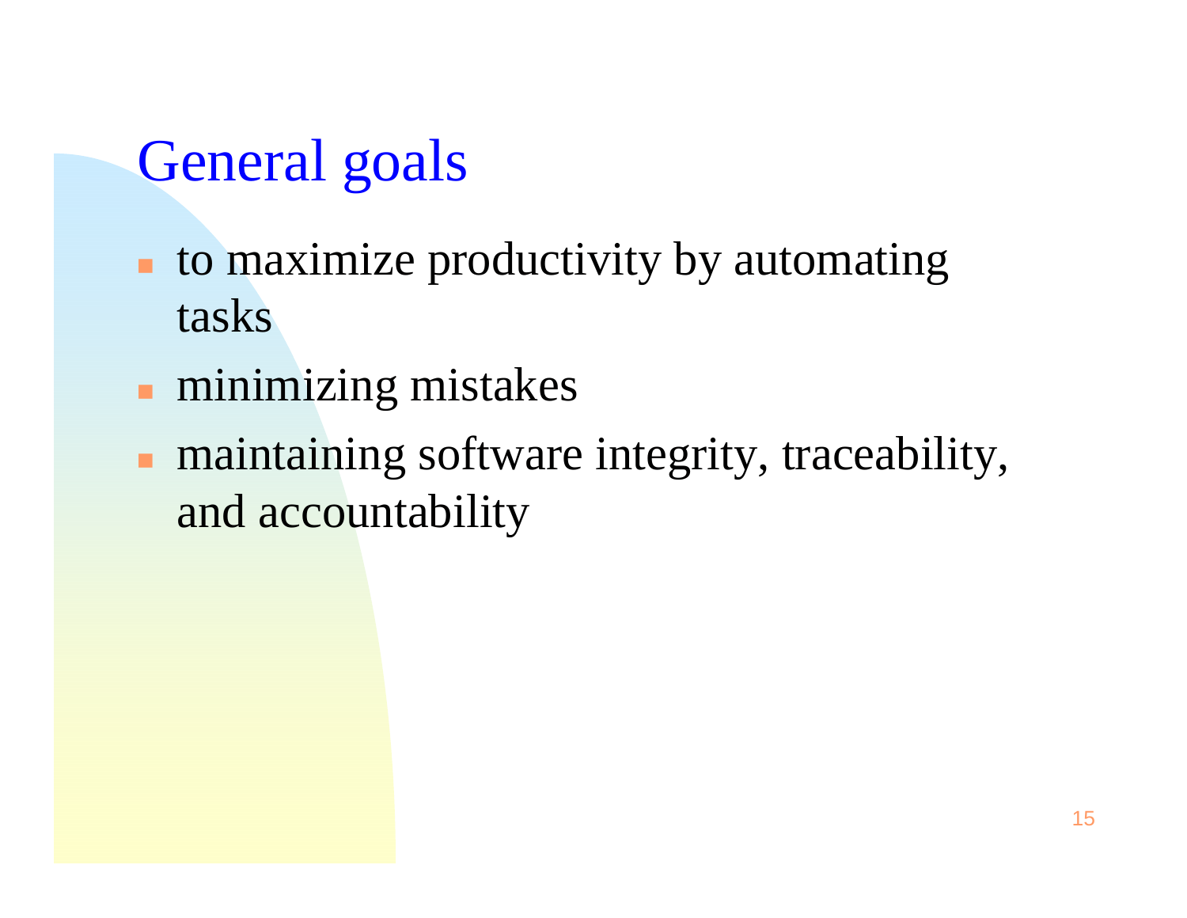# General goals

- to maximize productivity by automating tasks
- minimizing mistakes
- maintaining software integrity, traceability, and accountability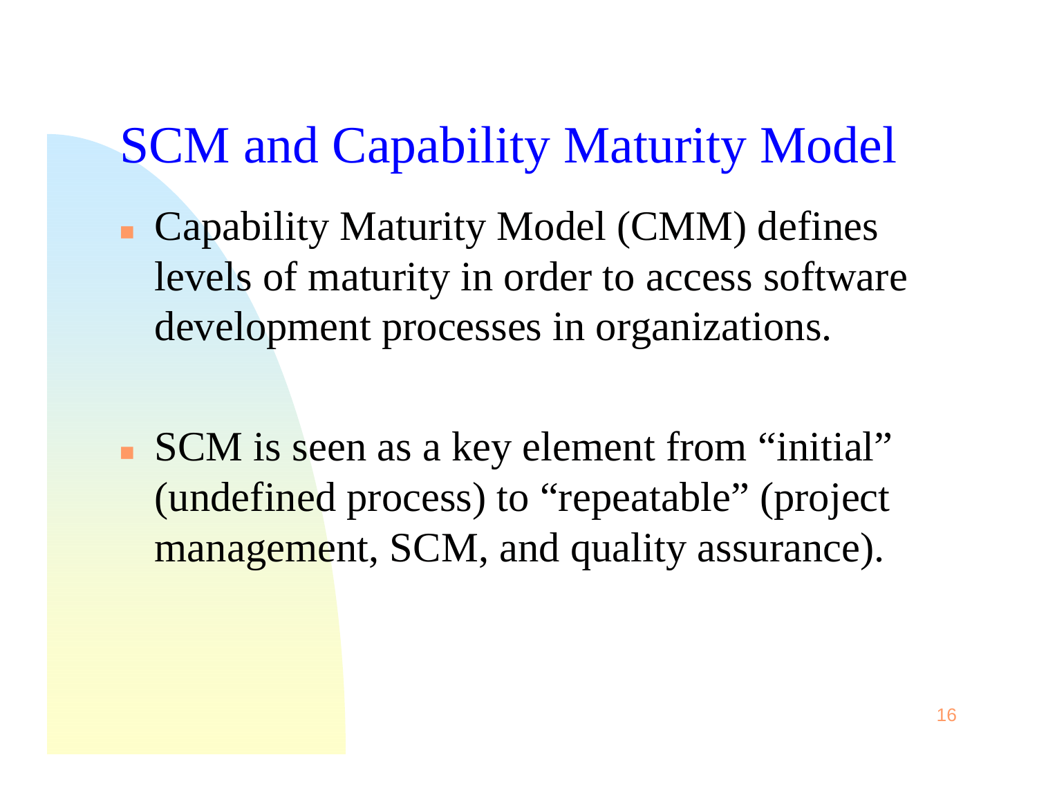# SCM and Capability Maturity Model

- Capability Maturity Model (CMM) defines levels of maturity in order to access software development processes in organizations.

- SCM is seen as a key element from “initial” (undefined process) to “repeatable” (project management, SCM, and quality assurance).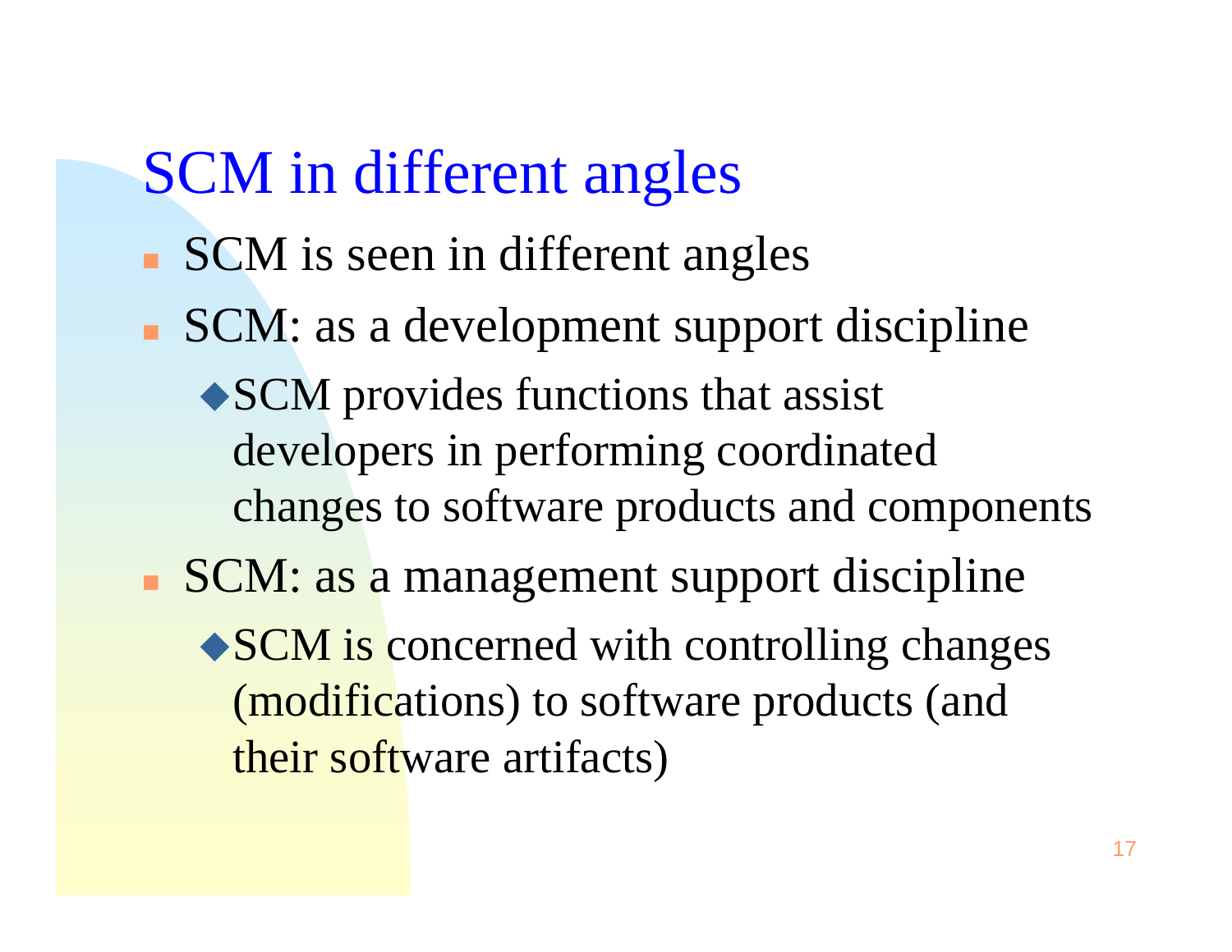# SCM in different angles

- SCM is seen in different angles
- SCM: as a development support discipline
  - SCM provides functions that assist developers in performing coordinated changes to software products and components
- SCM: as a management support discipline
  - SCM is concerned with controlling changes (modifications) to software products (and their software artifacts)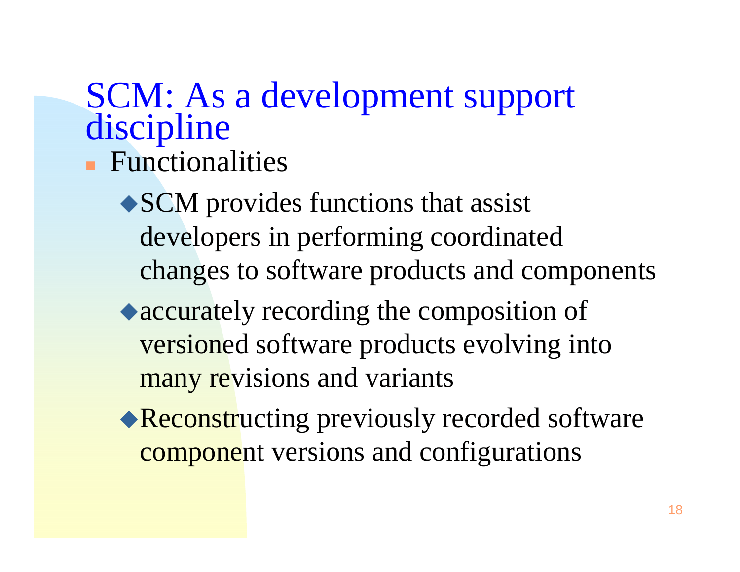# SCM: As a development support discipline

- Functionalities
  - SCM provides functions that assist developers in performing coordinated changes to software products and components
  - accurately recording the composition of versioned software products evolving into many revisions and variants
  - Reconstructing previously recorded software component versions and configurations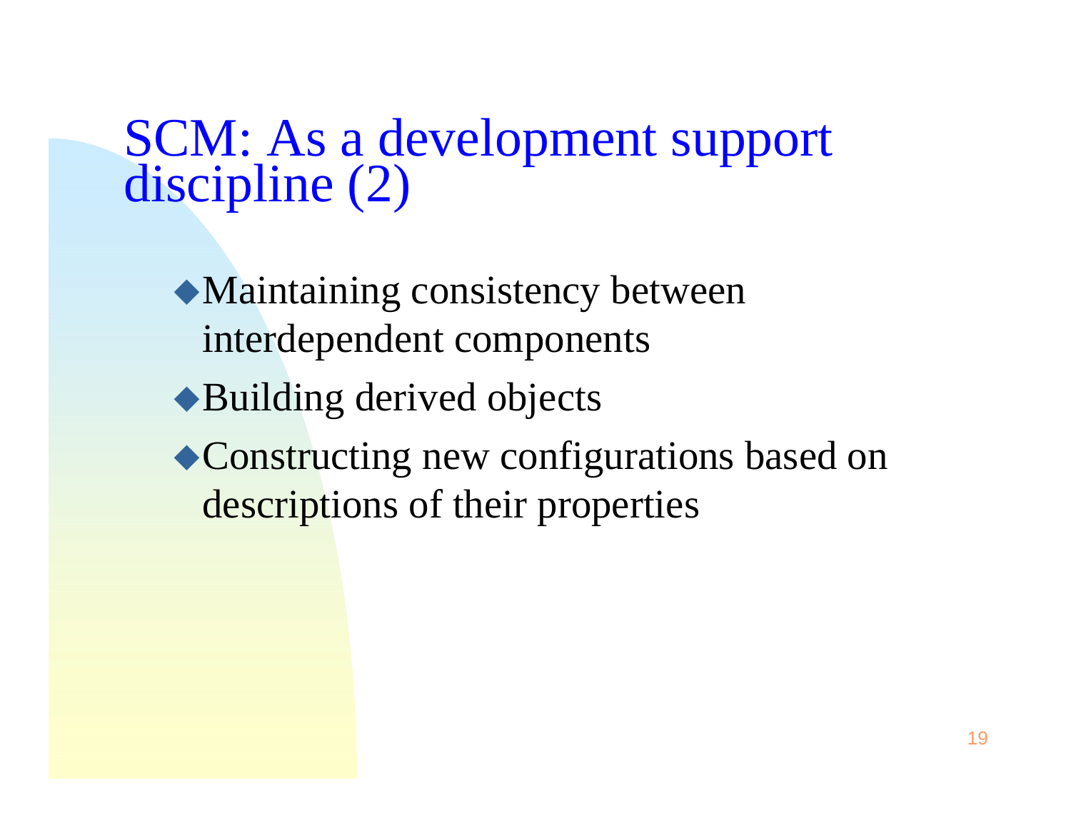# SCM: As a development support discipline (2)

- Maintaining consistency between interdependent components
- Building derived objects
- Constructing new configurations based on descriptions of their properties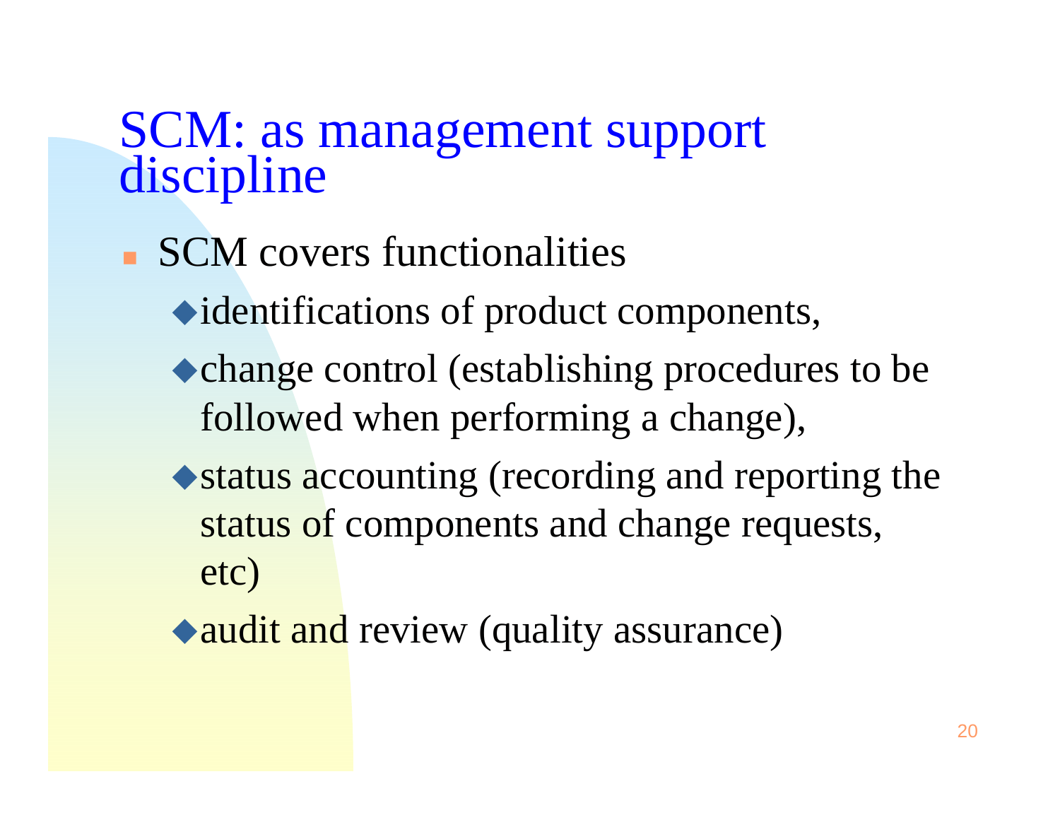# SCM: as management support discipline

- SCM covers functionalities
  - identifications of product components,
  - change control (establishing procedures to be followed when performing a change),
  - status accounting (recording and reporting the status of components and change requests, etc)
  - audit and review (quality assurance)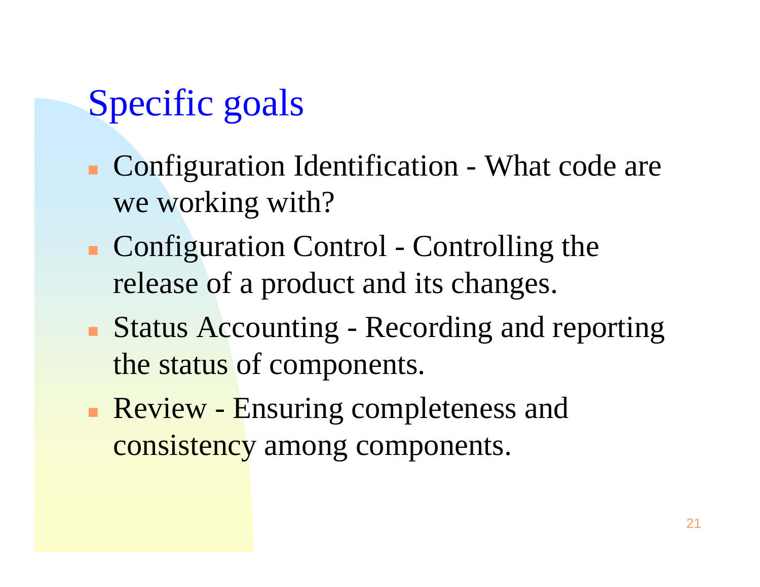# Specific goals

- Configuration Identification - What code are we working with?
- Configuration Control - Controlling the release of a product and its changes.
- Status Accounting - Recording and reporting the status of components.
- Review - Ensuring completeness and consistency among components.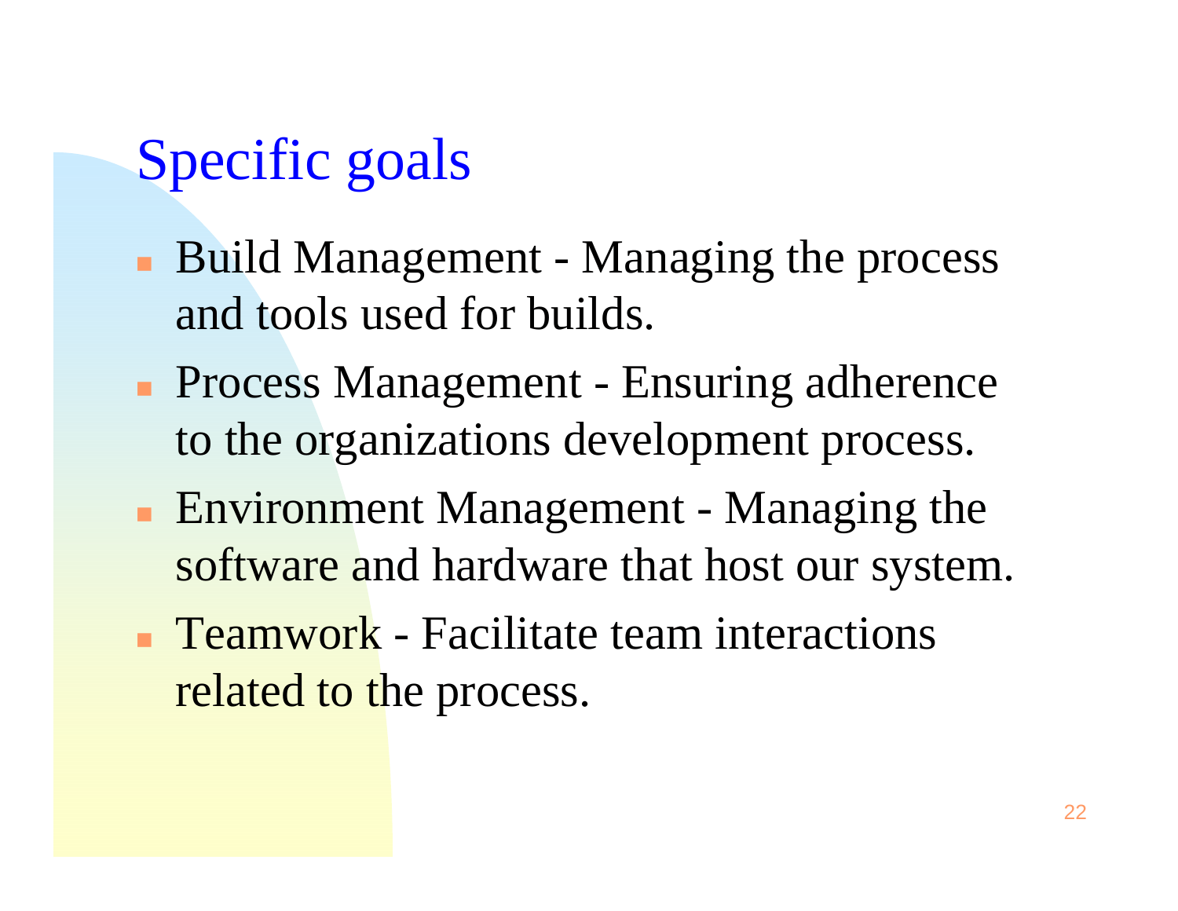# Specific goals

- Build Management - Managing the process and tools used for builds.
- Process Management - Ensuring adherence to the organizations development process.
- Environment Management - Managing the software and hardware that host our system.
- Teamwork - Facilitate team interactions related to the process.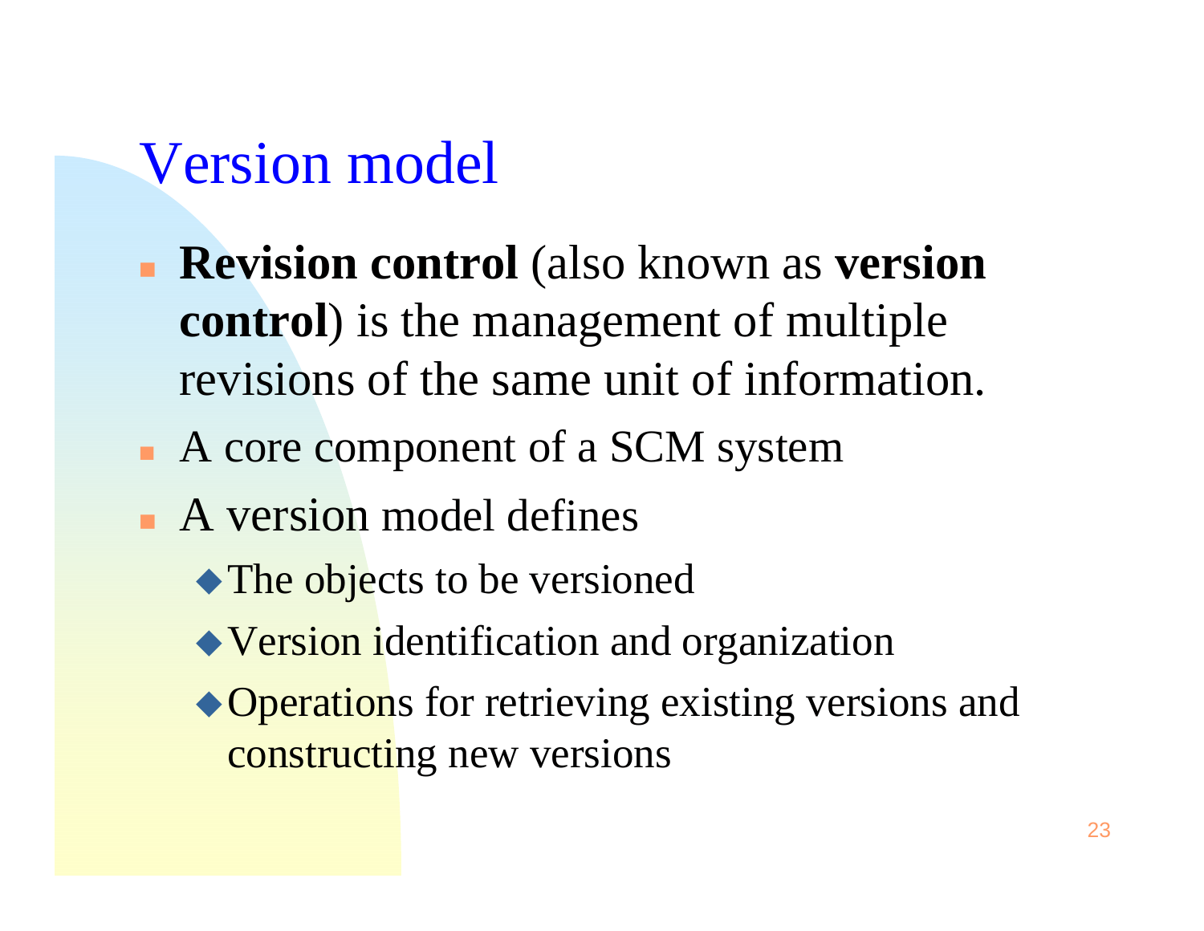# Version model

- **Revision control** (also known as **version control**) is the management of multiple revisions of the same unit of information.
- A core component of a SCM system
- A version model defines
  - The objects to be versioned
  - Version identification and organization
  - Operations for retrieving existing versions and constructing new versions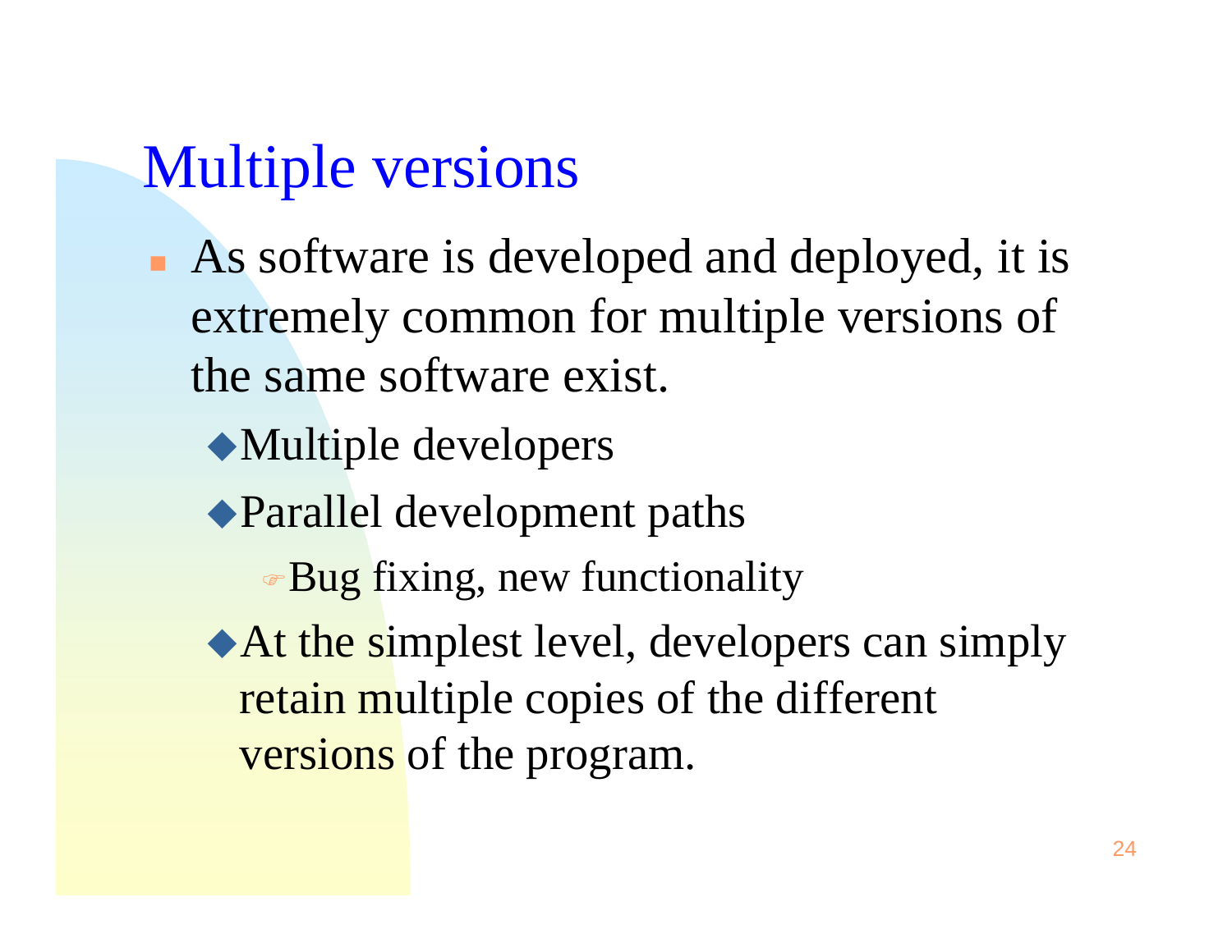# Multiple versions

- As software is developed and deployed, it is extremely common for multiple versions of the same software exist.
  - Multiple developers
  - Parallel development paths
    - Bug fixing, new functionality
  - At the simplest level, developers can simply retain multiple copies of the different versions of the program.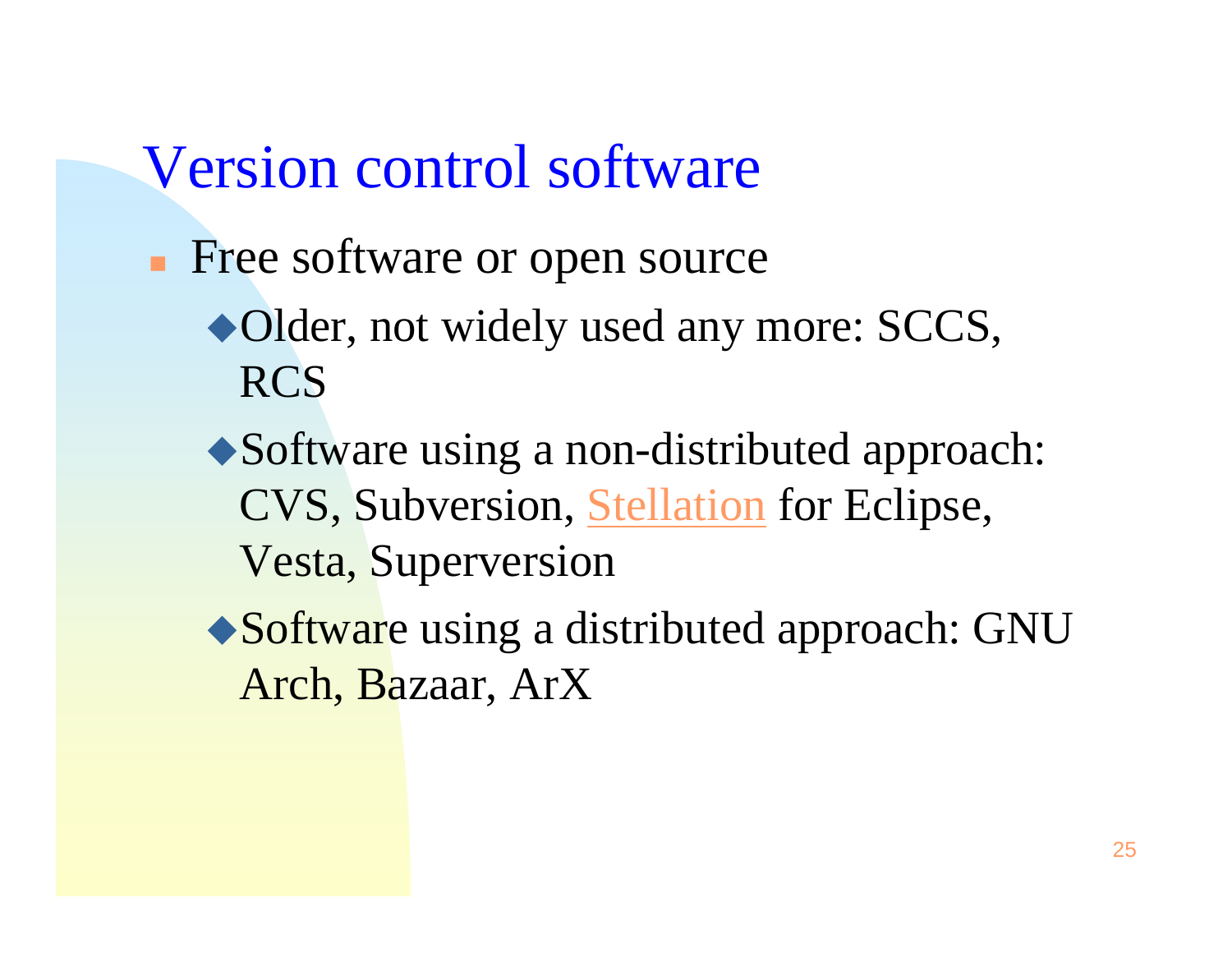# Version control software

- Free software or open source
  - Older, not widely used any more: SCCS, RCS
  - Software using a non-distributed approach: CVS, Subversion, Stellation for Eclipse, Vesta, Superversion
  - Software using a distributed approach: GNU Arch, Bazaar, ArX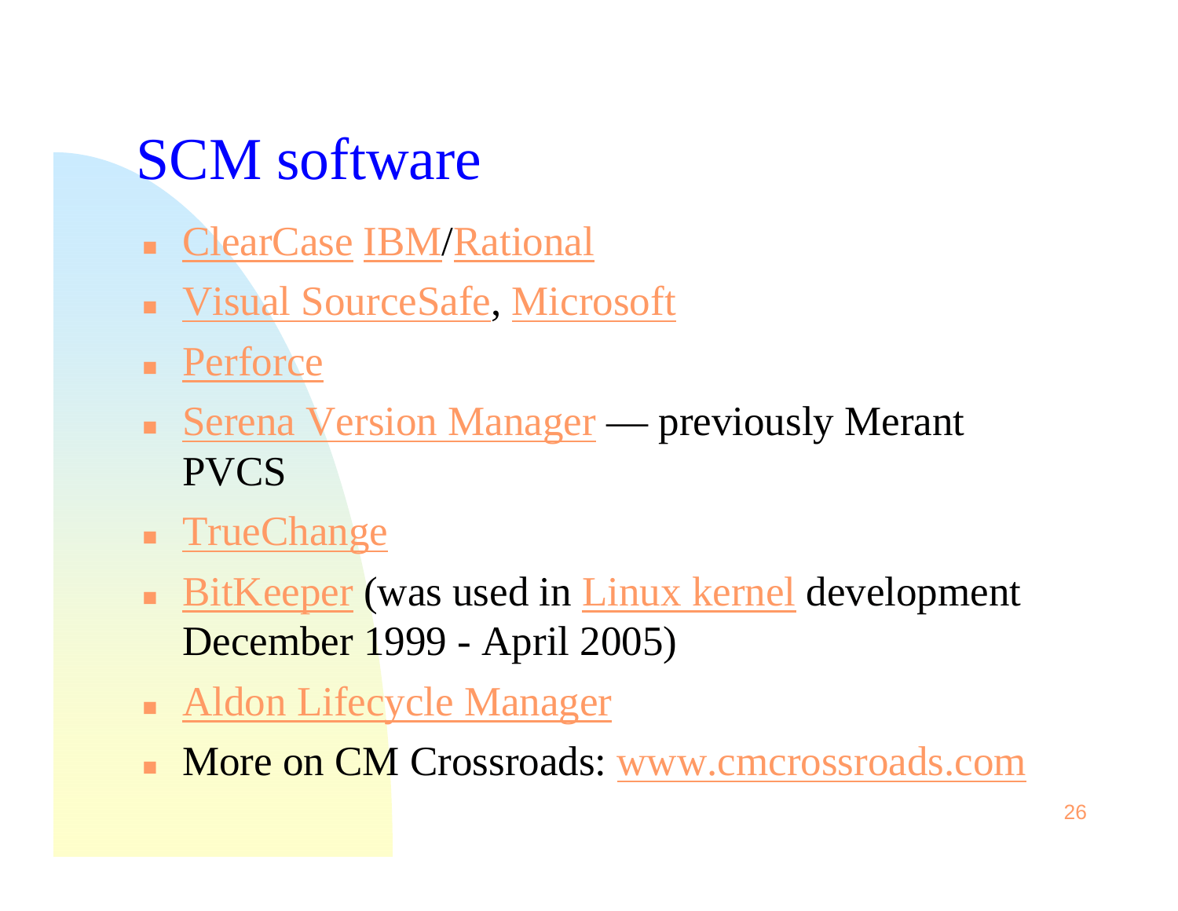# SCM software

- ClearCase IBM/Rational
- Visual SourceSafe, Microsoft
- Perforce
- Serena Version Manager — previously Merant PVCS
- TrueChange
- BitKeeper (was used in Linux kernel development December 1999 - April 2005)
- Aldon Lifecycle Manager
- More on CM Crossroads: www.cmcrossroads.com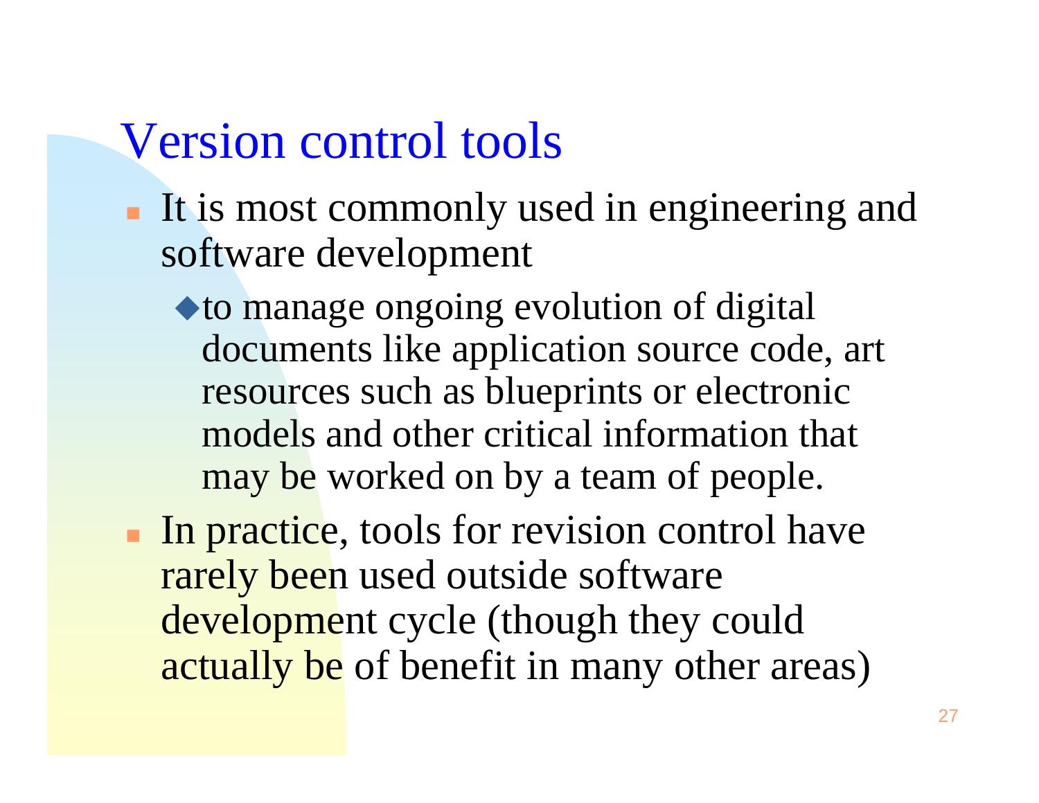# Version control tools

- It is most commonly used in engineering and software development
  - to manage ongoing evolution of digital documents like application source code, art resources such as blueprints or electronic models and other critical information that may be worked on by a team of people.
- In practice, tools for revision control have rarely been used outside software development cycle (though they could actually be of benefit in many other areas)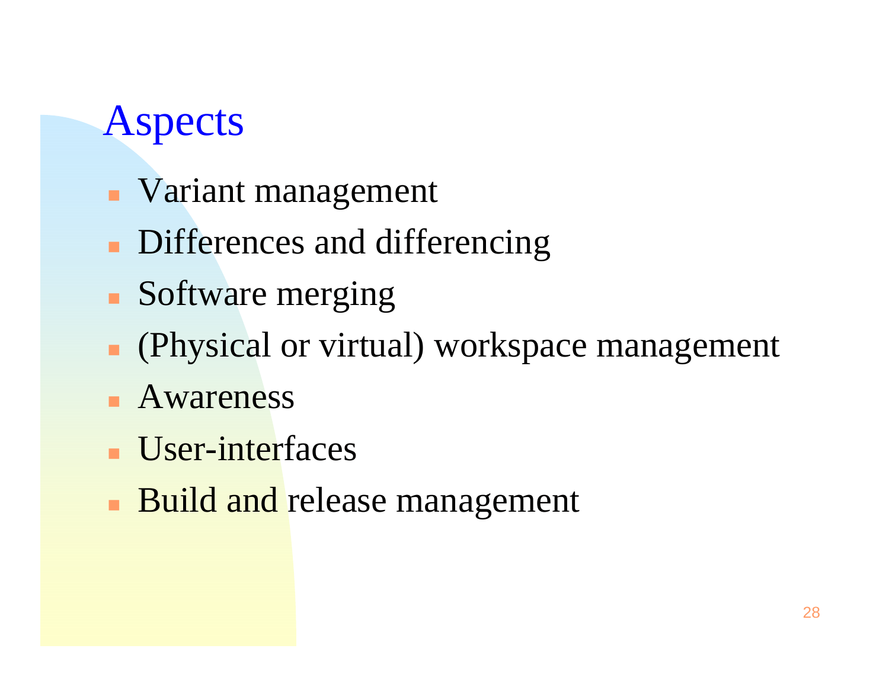# Aspects

- Variant management
- Differences and differencing
- Software merging
- (Physical or virtual) workspace management
- Awareness
- User-interfaces
- Build and release management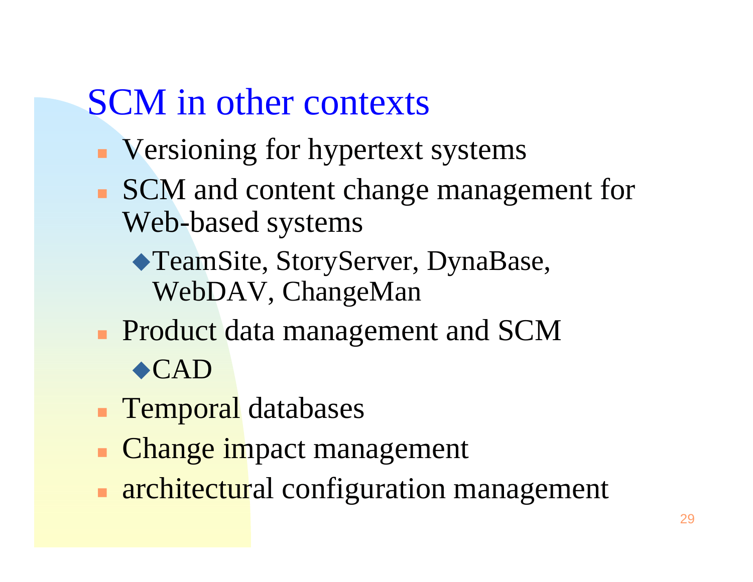# SCM in other contexts

- Versioning for hypertext systems
- SCM and content change management for Web-based systems
  - TeamSite, StoryServer, DynaBase, WebDAV, ChangeMan
- Product data management and SCM
  - CAD
- Temporal databases
- Change impact management
- architectural configuration management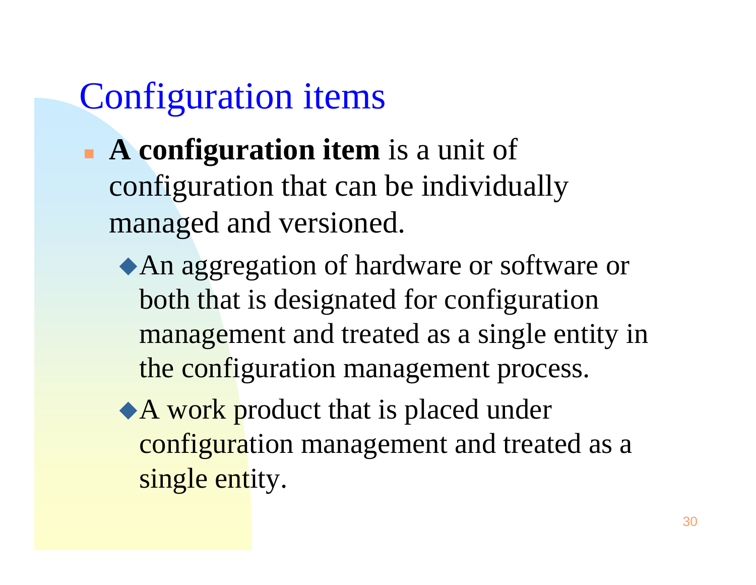# Configuration items

- **A configuration item** is a unit of configuration that can be individually managed and versioned.
  - An aggregation of hardware or software or both that is designated for configuration management and treated as a single entity in the configuration management process.
  - A work product that is placed under configuration management and treated as a single entity.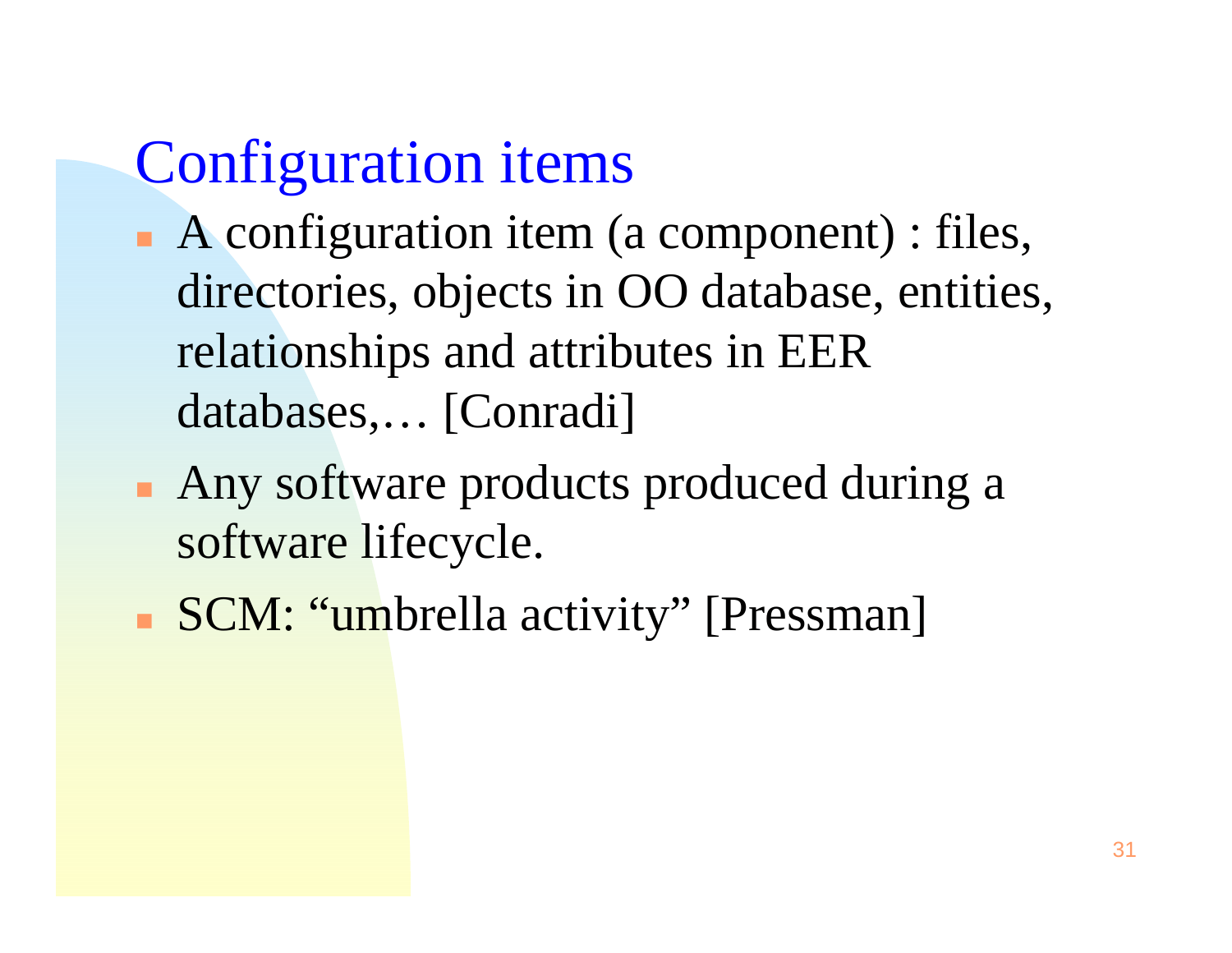# Configuration items

- A configuration item (a component) : files, directories, objects in OO database, entities, relationships and attributes in EER databases,… [Conradi]
- Any software products produced during a software lifecycle.
- SCM: “umbrella activity” [Pressman]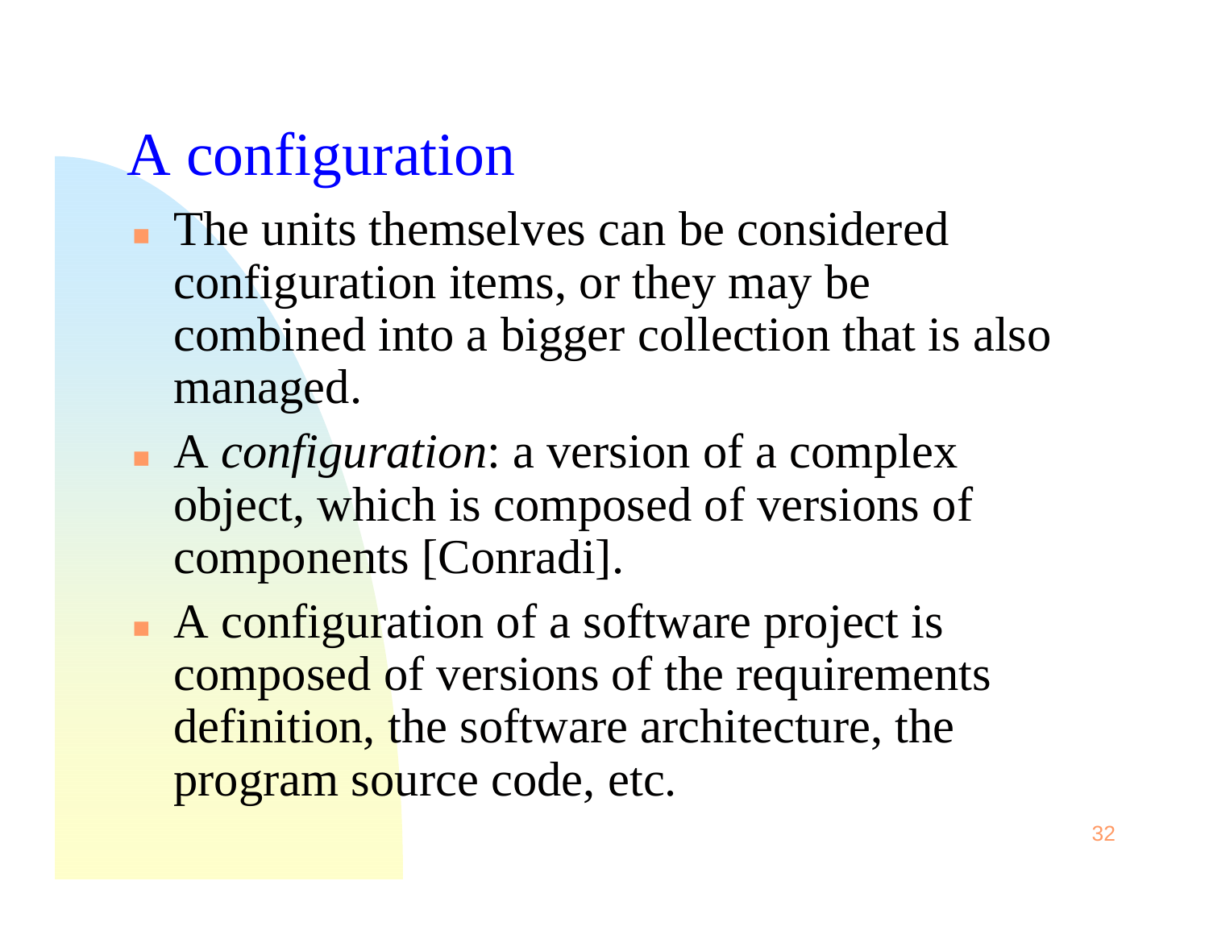# A configuration

- The units themselves can be considered configuration items, or they may be combined into a bigger collection that is also managed.
- A *configuration*: a version of a complex object, which is composed of versions of components [Conradi].
- A configuration of a software project is composed of versions of the requirements definition, the software architecture, the program source code, etc.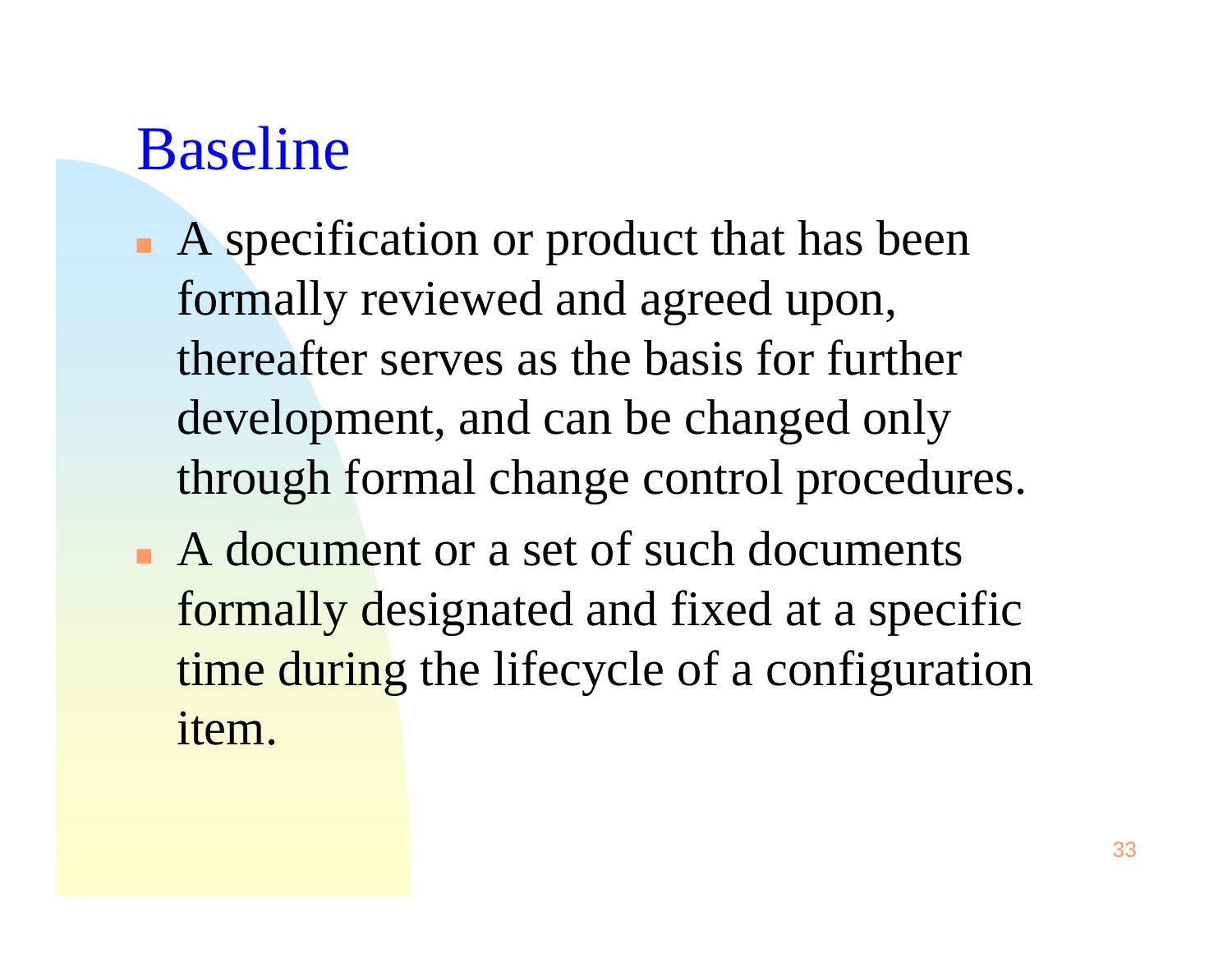# Baseline

- A specification or product that has been formally reviewed and agreed upon, thereafter serves as the basis for further development, and can be changed only through formal change control procedures.
- A document or a set of such documents formally designated and fixed at a specific time during the lifecycle of a configuration item.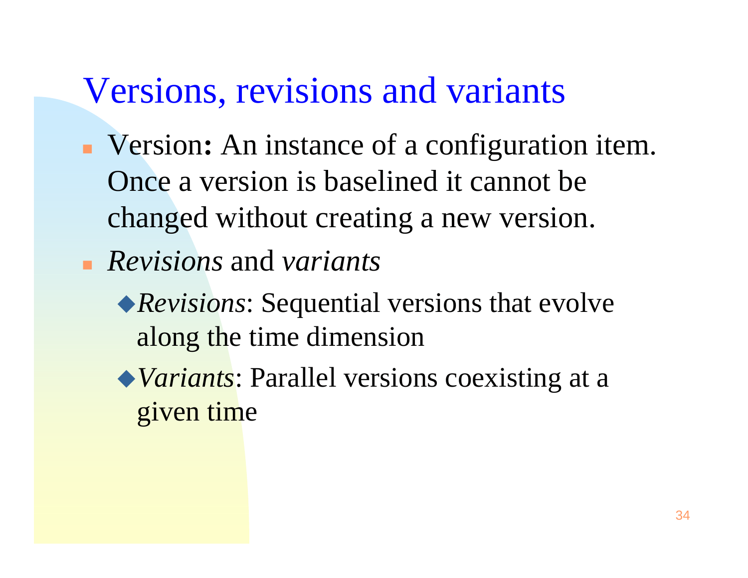# Versions, revisions and variants

- Version**:** An instance of a configuration item. Once a version is baselined it cannot be changed without creating a new version.
- *Revisions* and *variants*
  - *Revisions*: Sequential versions that evolve along the time dimension
  - *Variants*: Parallel versions coexisting at a given time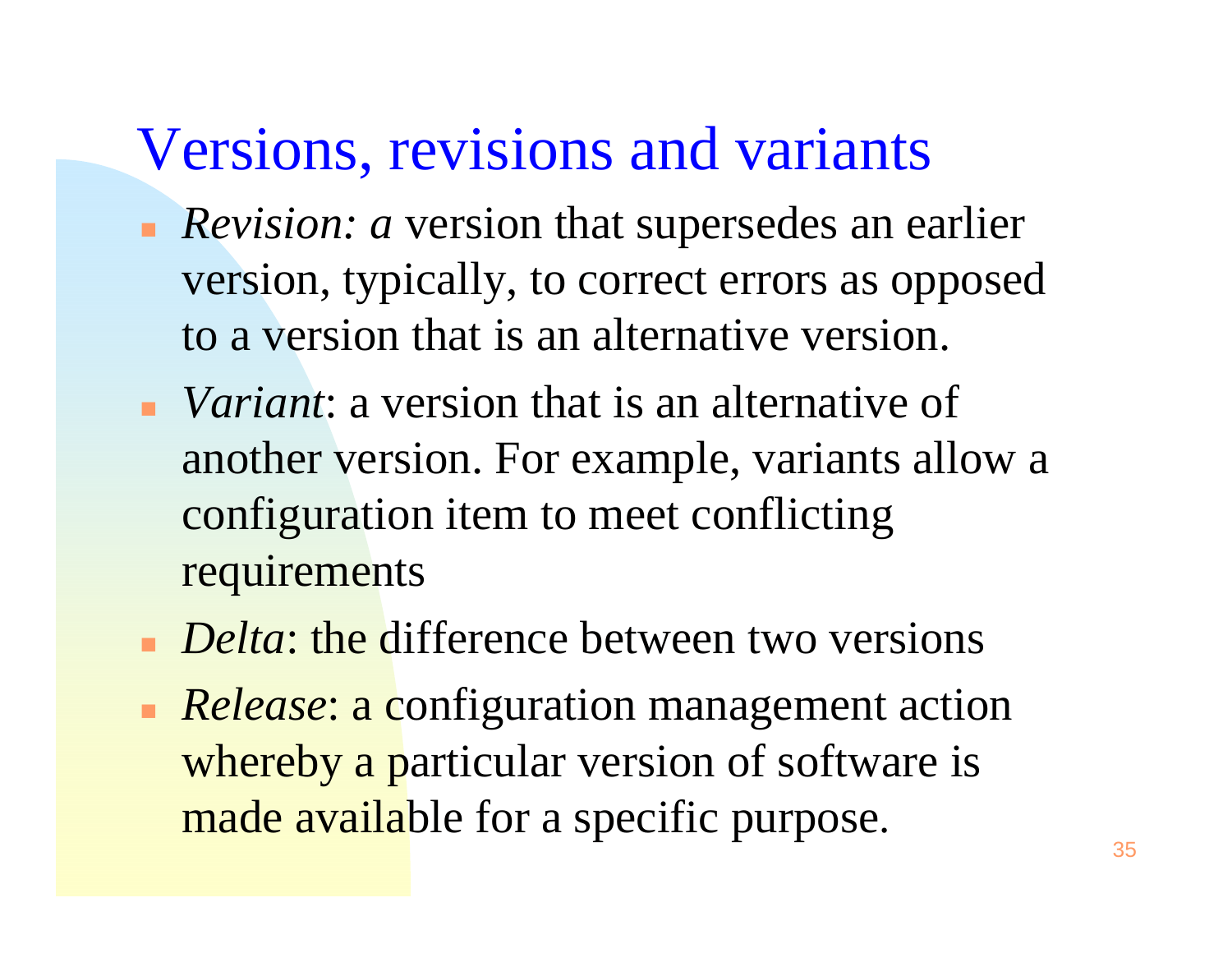# Versions, revisions and variants

- *Revision: a* version that supersedes an earlier version, typically, to correct errors as opposed to a version that is an alternative version.
- *Variant*: a version that is an alternative of another version. For example, variants allow a configuration item to meet conflicting requirements
- *Delta*: the difference between two versions
- *Release*: a configuration management action whereby a particular version of software is made available for a specific purpose.